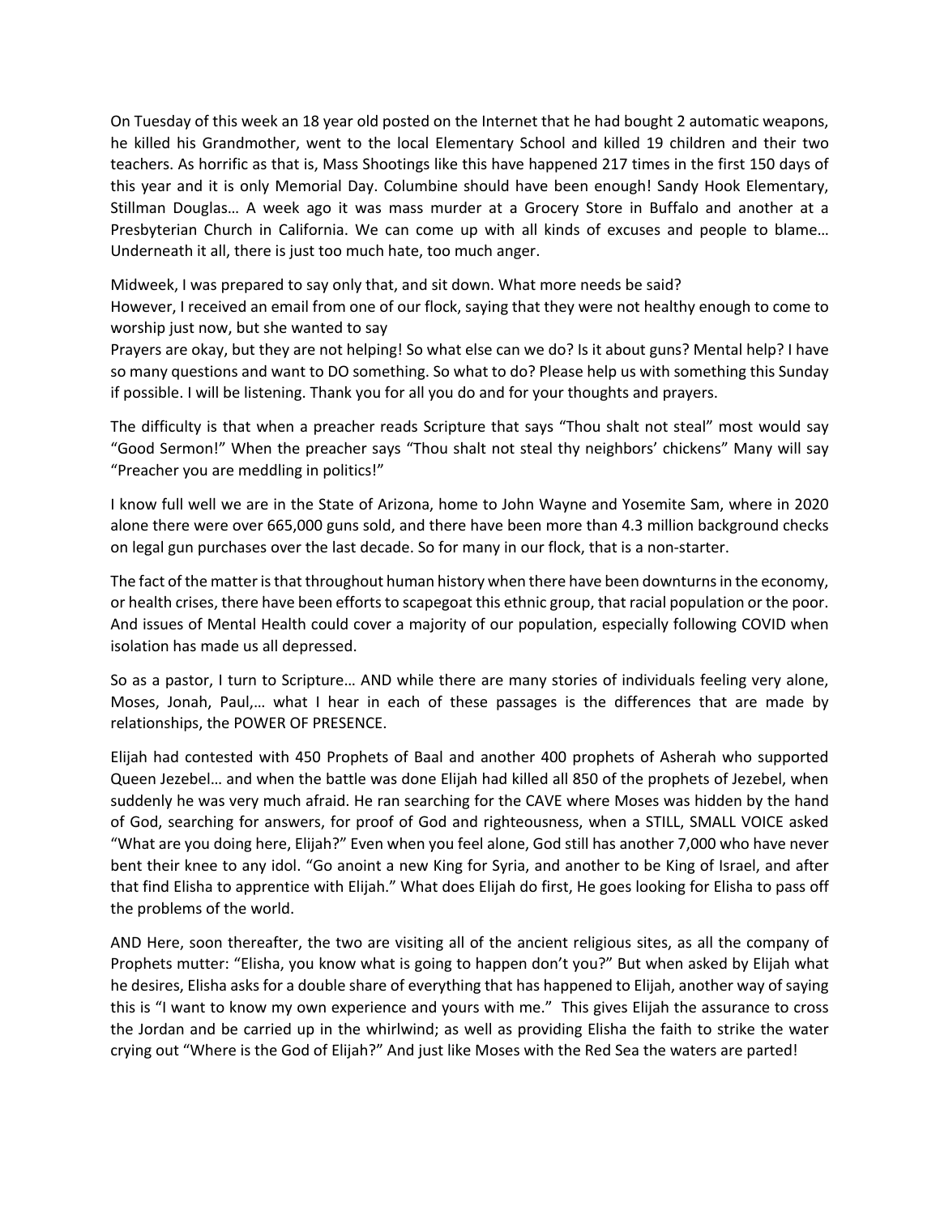On Tuesday of this week an 18 year old posted on the Internet that he had bought 2 automatic weapons, he killed his Grandmother, went to the local Elementary School and killed 19 children and their two teachers. As horrific as that is, Mass Shootings like this have happened 217 times in the first 150 days of this year and it is only Memorial Day. Columbine should have been enough! Sandy Hook Elementary, Stillman Douglas… A week ago it was mass murder at a Grocery Store in Buffalo and another at a Presbyterian Church in California. We can come up with all kinds of excuses and people to blame… Underneath it all, there is just too much hate, too much anger.

Midweek, I was prepared to say only that, and sit down. What more needs be said?
However, I received an email from one of our flock, saying that they were not healthy enough to come to worship just now, but she wanted to say
Prayers are okay, but they are not helping! So what else can we do? Is it about guns? Mental help? I have so many questions and want to DO something. So what to do? Please help us with something this Sunday if possible. I will be listening. Thank you for all you do and for your thoughts and prayers.

The difficulty is that when a preacher reads Scripture that says "Thou shalt not steal" most would say "Good Sermon!" When the preacher says "Thou shalt not steal thy neighbors' chickens" Many will say "Preacher you are meddling in politics!"

I know full well we are in the State of Arizona, home to John Wayne and Yosemite Sam, where in 2020 alone there were over 665,000 guns sold, and there have been more than 4.3 million background checks on legal gun purchases over the last decade. So for many in our flock, that is a non-starter.

The fact of the matter is that throughout human history when there have been downturns in the economy, or health crises, there have been efforts to scapegoat this ethnic group, that racial population or the poor. And issues of Mental Health could cover a majority of our population, especially following COVID when isolation has made us all depressed.

So as a pastor, I turn to Scripture… AND while there are many stories of individuals feeling very alone, Moses, Jonah, Paul,… what I hear in each of these passages is the differences that are made by relationships, the POWER OF PRESENCE.

Elijah had contested with 450 Prophets of Baal and another 400 prophets of Asherah who supported Queen Jezebel… and when the battle was done Elijah had killed all 850 of the prophets of Jezebel, when suddenly he was very much afraid. He ran searching for the CAVE where Moses was hidden by the hand of God, searching for answers, for proof of God and righteousness, when a STILL, SMALL VOICE asked "What are you doing here, Elijah?" Even when you feel alone, God still has another 7,000 who have never bent their knee to any idol. "Go anoint a new King for Syria, and another to be King of Israel, and after that find Elisha to apprentice with Elijah." What does Elijah do first, He goes looking for Elisha to pass off the problems of the world.

AND Here, soon thereafter, the two are visiting all of the ancient religious sites, as all the company of Prophets mutter: "Elisha, you know what is going to happen don't you?" But when asked by Elijah what he desires, Elisha asks for a double share of everything that has happened to Elijah, another way of saying this is "I want to know my own experience and yours with me." This gives Elijah the assurance to cross the Jordan and be carried up in the whirlwind; as well as providing Elisha the faith to strike the water crying out "Where is the God of Elijah?" And just like Moses with the Red Sea the waters are parted!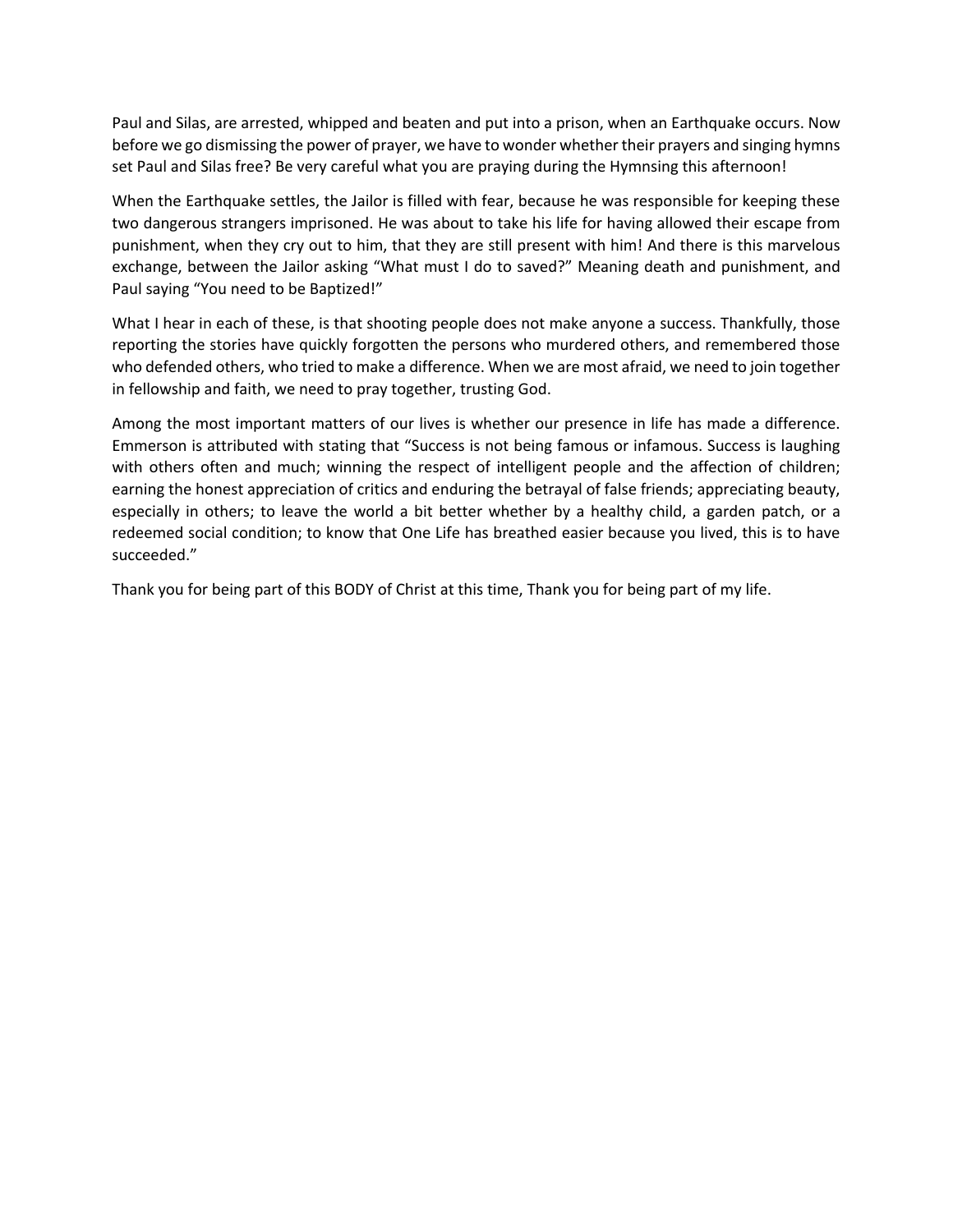Paul and Silas, are arrested, whipped and beaten and put into a prison, when an Earthquake occurs. Now before we go dismissing the power of prayer, we have to wonder whether their prayers and singing hymns set Paul and Silas free? Be very careful what you are praying during the Hymnsing this afternoon!

When the Earthquake settles, the Jailor is filled with fear, because he was responsible for keeping these two dangerous strangers imprisoned. He was about to take his life for having allowed their escape from punishment, when they cry out to him, that they are still present with him! And there is this marvelous exchange, between the Jailor asking "What must I do to saved?" Meaning death and punishment, and Paul saying "You need to be Baptized!"

What I hear in each of these, is that shooting people does not make anyone a success. Thankfully, those reporting the stories have quickly forgotten the persons who murdered others, and remembered those who defended others, who tried to make a difference. When we are most afraid, we need to join together in fellowship and faith, we need to pray together, trusting God.

Among the most important matters of our lives is whether our presence in life has made a difference. Emmerson is attributed with stating that "Success is not being famous or infamous. Success is laughing with others often and much; winning the respect of intelligent people and the affection of children; earning the honest appreciation of critics and enduring the betrayal of false friends; appreciating beauty, especially in others; to leave the world a bit better whether by a healthy child, a garden patch, or a redeemed social condition; to know that One Life has breathed easier because you lived, this is to have succeeded."

Thank you for being part of this BODY of Christ at this time, Thank you for being part of my life.